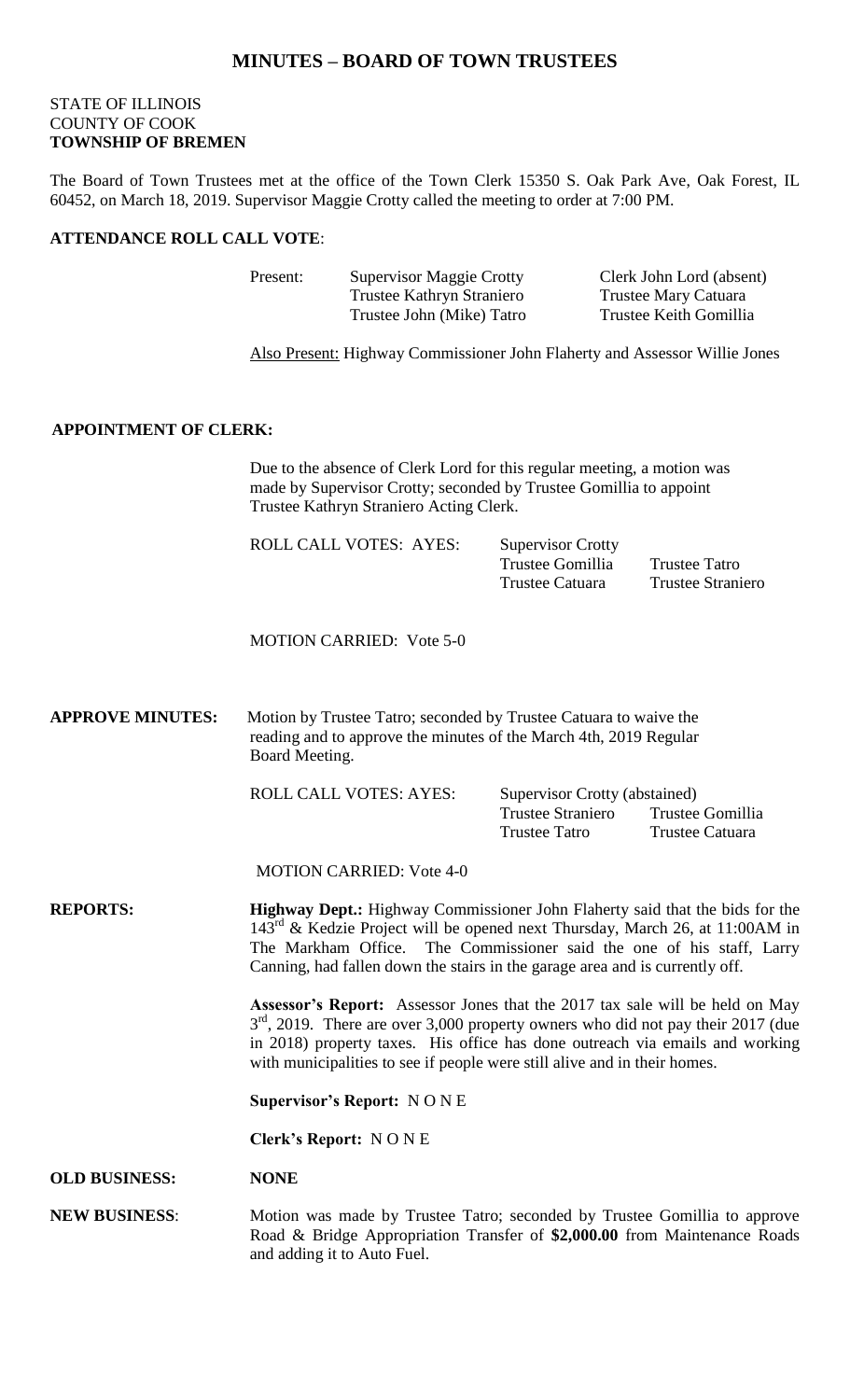# MINUTES – BOARD OF TOWN TRUSTEES

STATE OF ILLINOIS
COUNTY OF COOK
**TOWNSHIP OF BREMEN**

The Board of Town Trustees met at the office of the Town Clerk 15350 S. Oak Park Ave, Oak Forest, IL 60452, on March 18, 2019. Supervisor Maggie Crotty called the meeting to order at 7:00 PM.

**ATTENDANCE ROLL CALL VOTE**:

Present: Supervisor Maggie Crotty — Clerk John Lord (absent)
Trustee Kathryn Straniero — Trustee Mary Catuara
Trustee John (Mike) Tatro — Trustee Keith Gomillia

Also Present: Highway Commissioner John Flaherty and Assessor Willie Jones

**APPOINTMENT OF CLERK:**

Due to the absence of Clerk Lord for this regular meeting, a motion was made by Supervisor Crotty; seconded by Trustee Gomillia to appoint Trustee Kathryn Straniero Acting Clerk.

ROLL CALL VOTES: AYES: Supervisor Crotty
Trustee Gomillia — Trustee Tatro
Trustee Catuara — Trustee Straniero

MOTION CARRIED: Vote 5-0

**APPROVE MINUTES:** Motion by Trustee Tatro; seconded by Trustee Catuara to waive the reading and to approve the minutes of the March 4th, 2019 Regular Board Meeting.

ROLL CALL VOTES: AYES: Supervisor Crotty (abstained)
Trustee Straniero — Trustee Gomillia
Trustee Tatro — Trustee Catuara

MOTION CARRIED: Vote 4-0

**REPORTS:** **Highway Dept.:** Highway Commissioner John Flaherty said that the bids for the 143rd & Kedzie Project will be opened next Thursday, March 26, at 11:00AM in The Markham Office. The Commissioner said the one of his staff, Larry Canning, had fallen down the stairs in the garage area and is currently off.

**Assessor's Report:** Assessor Jones that the 2017 tax sale will be held on May 3rd, 2019. There are over 3,000 property owners who did not pay their 2017 (due in 2018) property taxes. His office has done outreach via emails and working with municipalities to see if people were still alive and in their homes.

**Supervisor's Report:** N O N E

**Clerk's Report:** N O N E

**OLD BUSINESS:** **NONE**

**NEW BUSINESS**: Motion was made by Trustee Tatro; seconded by Trustee Gomillia to approve Road & Bridge Appropriation Transfer of **$2,000.00** from Maintenance Roads and adding it to Auto Fuel.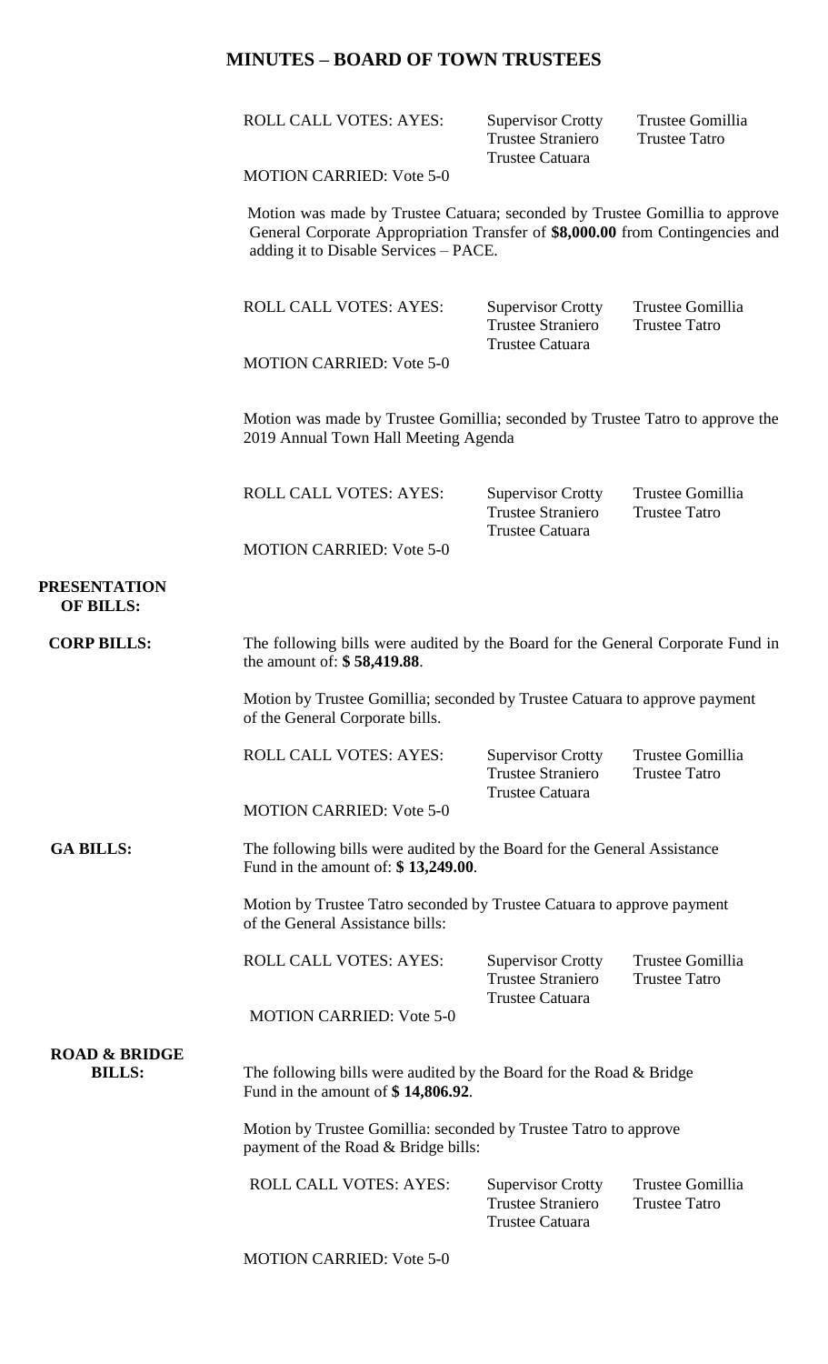# MINUTES – BOARD OF TOWN TRUSTEES

ROLL CALL VOTES: AYES: Supervisor Crotty, Trustee Gomillia, Trustee Straniero, Trustee Tatro, Trustee Catuara

MOTION CARRIED: Vote 5-0

Motion was made by Trustee Catuara; seconded by Trustee Gomillia to approve General Corporate Appropriation Transfer of **$8,000.00** from Contingencies and adding it to Disable Services – PACE.

ROLL CALL VOTES: AYES: Supervisor Crotty, Trustee Gomillia, Trustee Straniero, Trustee Tatro, Trustee Catuara

MOTION CARRIED: Vote 5-0

Motion was made by Trustee Gomillia; seconded by Trustee Tatro to approve the 2019 Annual Town Hall Meeting Agenda

ROLL CALL VOTES: AYES: Supervisor Crotty, Trustee Gomillia, Trustee Straniero, Trustee Tatro, Trustee Catuara

MOTION CARRIED: Vote 5-0

**PRESENTATION OF BILLS:**

**CORP BILLS:**

The following bills were audited by the Board for the General Corporate Fund in the amount of: **$ 58,419.88**.

Motion by Trustee Gomillia; seconded by Trustee Catuara to approve payment of the General Corporate bills.

ROLL CALL VOTES: AYES: Supervisor Crotty, Trustee Gomillia, Trustee Straniero, Trustee Tatro, Trustee Catuara

MOTION CARRIED: Vote 5-0

**GA BILLS:**

The following bills were audited by the Board for the General Assistance Fund in the amount of: **$ 13,249.00**.

Motion by Trustee Tatro seconded by Trustee Catuara to approve payment of the General Assistance bills:

ROLL CALL VOTES: AYES: Supervisor Crotty, Trustee Gomillia, Trustee Straniero, Trustee Tatro, Trustee Catuara

MOTION CARRIED: Vote 5-0

**ROAD & BRIDGE BILLS:**

The following bills were audited by the Board for the Road & Bridge Fund in the amount of **$ 14,806.92**.

Motion by Trustee Gomillia: seconded by Trustee Tatro to approve payment of the Road & Bridge bills:

ROLL CALL VOTES: AYES: Supervisor Crotty, Trustee Gomillia, Trustee Straniero, Trustee Tatro, Trustee Catuara

MOTION CARRIED: Vote 5-0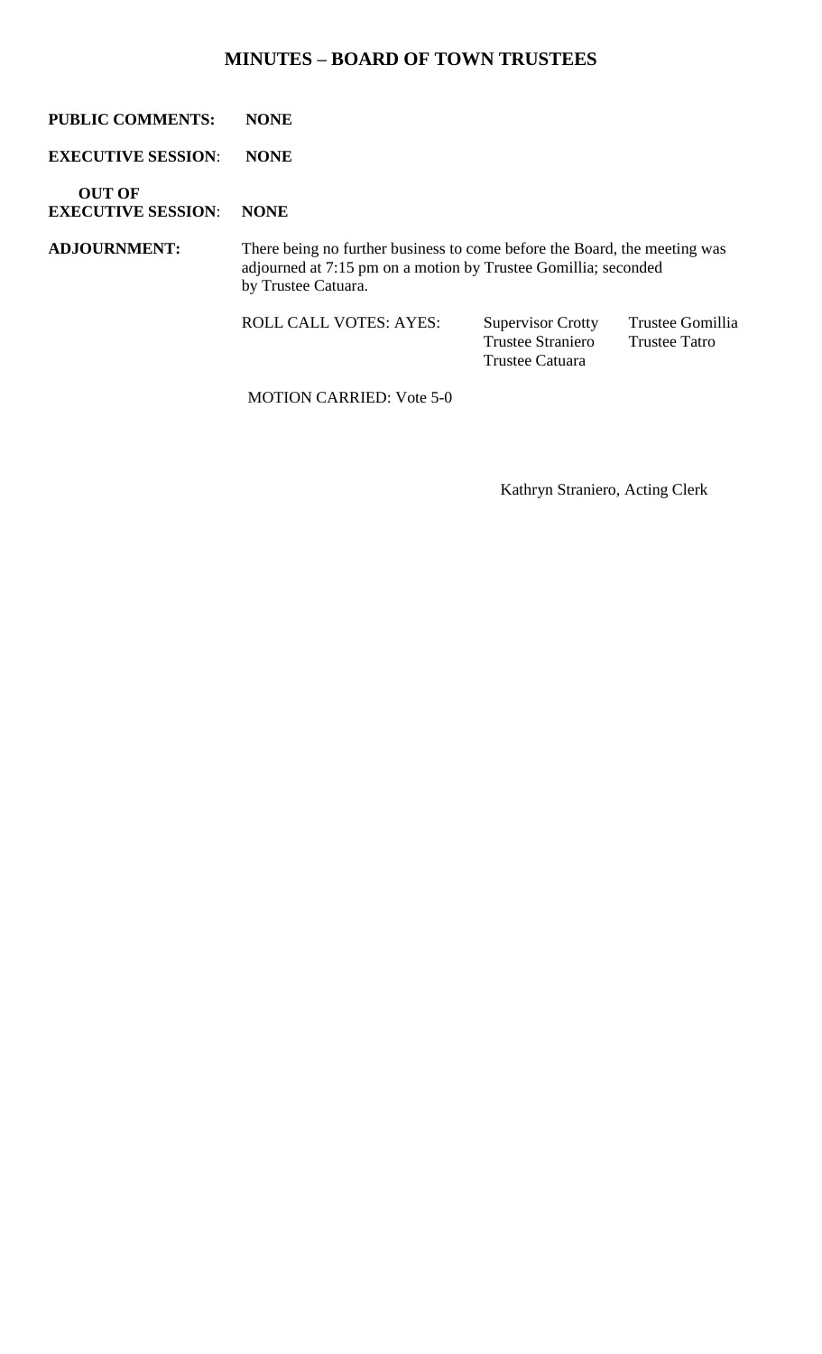## MINUTES – BOARD OF TOWN TRUSTEES

**PUBLIC COMMENTS:** **NONE**

**EXECUTIVE SESSION:** **NONE**

**OUT OF EXECUTIVE SESSION:** **NONE**

**ADJOURNMENT:** There being no further business to come before the Board, the meeting was adjourned at 7:15 pm on a motion by Trustee Gomillia; seconded by Trustee Catuara.

| | | |
|---|---|---|
| ROLL CALL VOTES: AYES: | Supervisor Crotty | Trustee Gomillia |
| | Trustee Straniero | Trustee Tatro |
| | Trustee Catuara | |

MOTION CARRIED: Vote 5-0

Kathryn Straniero, Acting Clerk